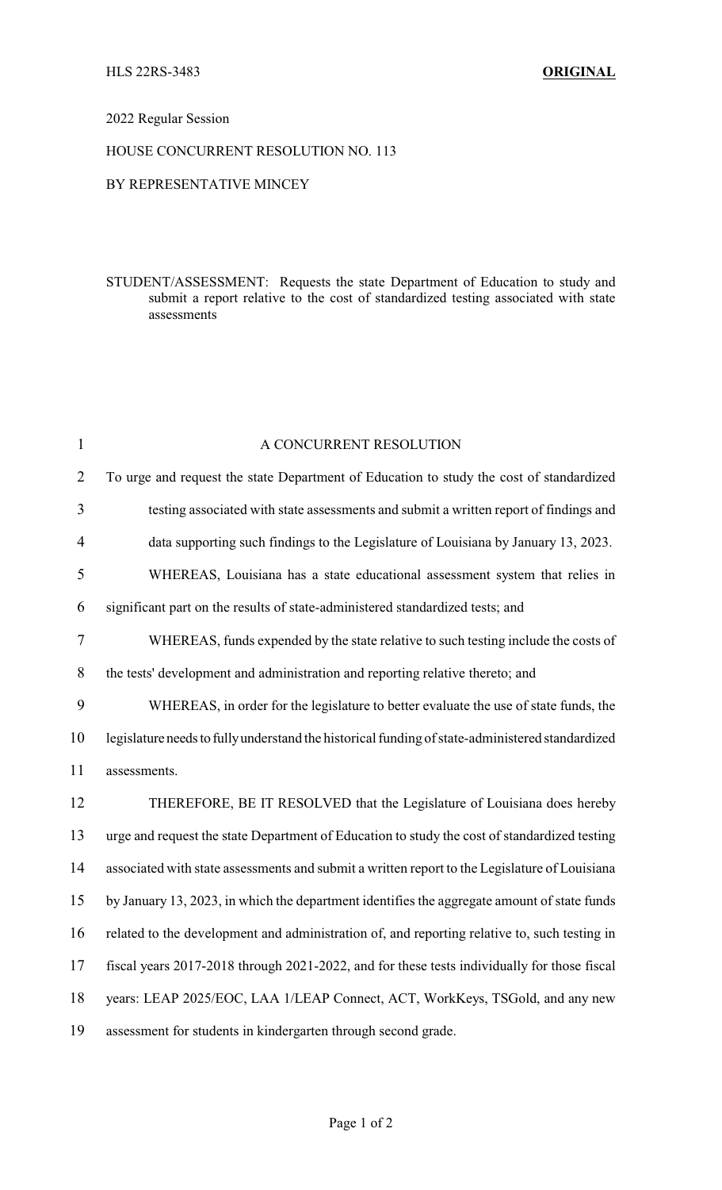HLS 22RS-3483 **ORIGINAL**

2022 Regular Session

HOUSE CONCURRENT RESOLUTION NO. 113

BY REPRESENTATIVE MINCEY

STUDENT/ASSESSMENT: Requests the state Department of Education to study and submit a report relative to the cost of standardized testing associated with state assessments

A CONCURRENT RESOLUTION

To urge and request the state Department of Education to study the cost of standardized testing associated with state assessments and submit a written report of findings and data supporting such findings to the Legislature of Louisiana by January 13, 2023.

WHEREAS, Louisiana has a state educational assessment system that relies in significant part on the results of state-administered standardized tests; and

WHEREAS, funds expended by the state relative to such testing include the costs of the tests' development and administration and reporting relative thereto; and

WHEREAS, in order for the legislature to better evaluate the use of state funds, the legislature needs to fully understand the historical funding of state-administered standardized assessments.

THEREFORE, BE IT RESOLVED that the Legislature of Louisiana does hereby urge and request the state Department of Education to study the cost of standardized testing associated with state assessments and submit a written report to the Legislature of Louisiana by January 13, 2023, in which the department identifies the aggregate amount of state funds related to the development and administration of, and reporting relative to, such testing in fiscal years 2017-2018 through 2021-2022, and for these tests individually for those fiscal years: LEAP 2025/EOC, LAA 1/LEAP Connect, ACT, WorkKeys, TSGold, and any new assessment for students in kindergarten through second grade.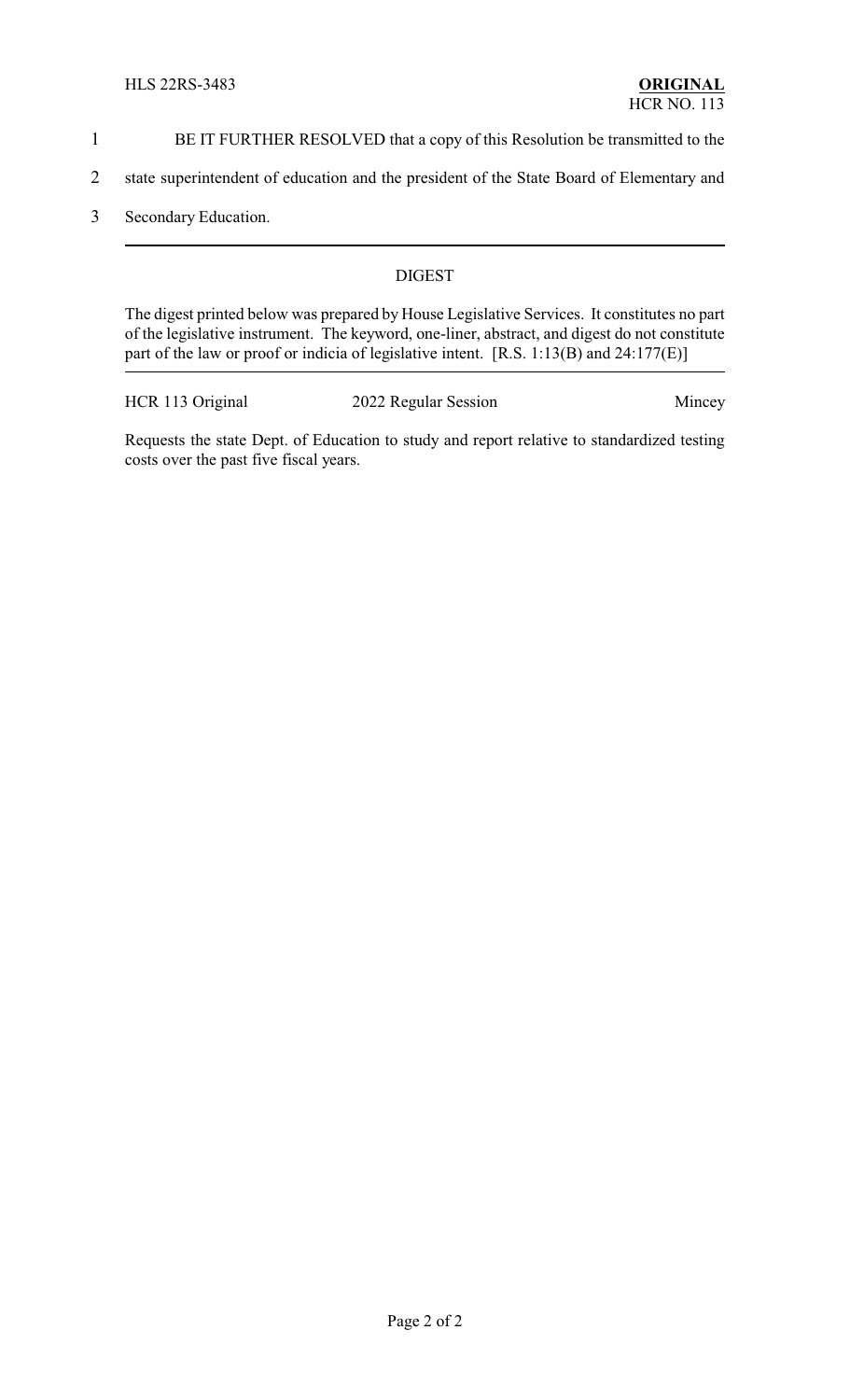BE IT FURTHER RESOLVED that a copy of this Resolution be transmitted to the state superintendent of education and the president of the State Board of Elementary and Secondary Education.

## DIGEST

The digest printed below was prepared by House Legislative Services. It constitutes no part of the legislative instrument. The keyword, one-liner, abstract, and digest do not constitute part of the law or proof or indicia of legislative intent. [R.S. 1:13(B) and 24:177(E)]

HCR 113 Original — 2022 Regular Session — Mincey

Requests the state Dept. of Education to study and report relative to standardized testing costs over the past five fiscal years.